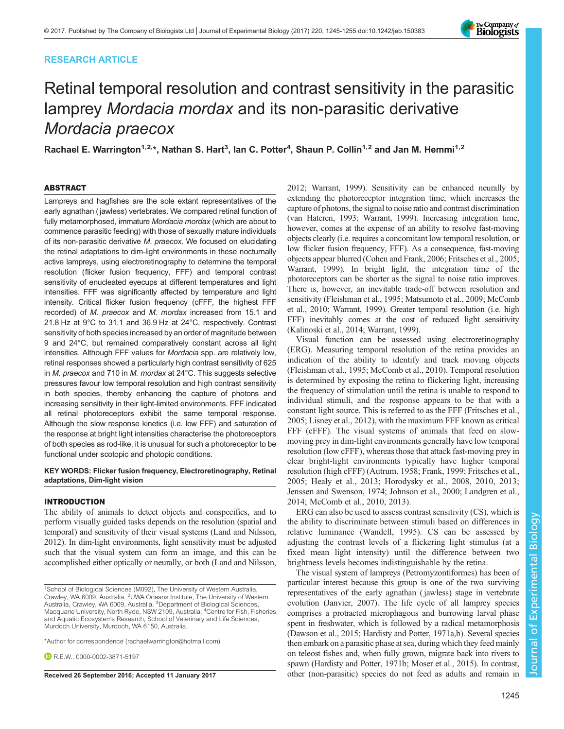RESEARCH ARTICLE

# Retinal temporal resolution and contrast sensitivity in the parasitic lamprey *Mordacia mordax* and its non-parasitic derivative *Mordacia praecox*

Rachael E. Warrington[1,2,*], Nathan S. Hart[3], Ian C. Potter[4], Shaun P. Collin[1,2] and Jan M. Hemmi[1,2]

## ABSTRACT

Lampreys and hagfishes are the sole extant representatives of the early agnathan (jawless) vertebrates. We compared retinal function of fully metamorphosed, immature *Mordacia mordax* (which are about to commence parasitic feeding) with those of sexually mature individuals of its non-parasitic derivative *M. praecox*. We focused on elucidating the retinal adaptations to dim-light environments in these nocturnally active lampreys, using electroretinography to determine the temporal resolution (flicker fusion frequency, FFF) and temporal contrast sensitivity of enucleated eyecups at different temperatures and light intensities. FFF was significantly affected by temperature and light intensity. Critical flicker fusion frequency (cFFF, the highest FFF recorded) of *M. praecox* and *M. mordax* increased from 15.1 and 21.8 Hz at 9°C to 31.1 and 36.9 Hz at 24°C, respectively. Contrast sensitivity of both species increased by an order of magnitude between 9 and 24°C, but remained comparatively constant across all light intensities. Although FFF values for *Mordacia* spp. are relatively low, retinal responses showed a particularly high contrast sensitivity of 625 in *M. praecox* and 710 in *M. mordax* at 24°C. This suggests selective pressures favour low temporal resolution and high contrast sensitivity in both species, thereby enhancing the capture of photons and increasing sensitivity in their light-limited environments. FFF indicated all retinal photoreceptors exhibit the same temporal response. Although the slow response kinetics (i.e. low FFF) and saturation of the response at bright light intensities characterise the photoreceptors of both species as rod-like, it is unusual for such a photoreceptor to be functional under scotopic and photopic conditions.

**KEY WORDS: Flicker fusion frequency, Electroretinography, Retinal adaptations, Dim-light vision**

## INTRODUCTION

The ability of animals to detect objects and conspecifics, and to perform visually guided tasks depends on the resolution (spatial and temporal) and sensitivity of their visual systems (Land and Nilsson, 2012). In dim-light environments, light sensitivity must be adjusted such that the visual system can form an image, and this can be accomplished either optically or neurally, or both (Land and Nilsson, 2012; Warrant, 1999). Sensitivity can be enhanced neurally by extending the photoreceptor integration time, which increases the capture of photons, the signal to noise ratio and contrast discrimination (van Hateren, 1993; Warrant, 1999). Increasing integration time, however, comes at the expense of an ability to resolve fast-moving objects clearly (i.e. requires a concomitant low temporal resolution, or low flicker fusion frequency, FFF). As a consequence, fast-moving objects appear blurred (Cohen and Frank, 2006; Fritsches et al., 2005; Warrant, 1999). In bright light, the integration time of the photoreceptors can be shorter as the signal to noise ratio improves. There is, however, an inevitable trade-off between resolution and sensitivity (Fleishman et al., 1995; Matsumoto et al., 2009; McComb et al., 2010; Warrant, 1999). Greater temporal resolution (i.e. high FFF) inevitably comes at the cost of reduced light sensitivity (Kalinoski et al., 2014; Warrant, 1999).

Visual function can be assessed using electroretinography (ERG). Measuring temporal resolution of the retina provides an indication of the ability to identify and track moving objects (Fleishman et al., 1995; McComb et al., 2010). Temporal resolution is determined by exposing the retina to flickering light, increasing the frequency of stimulation until the retina is unable to respond to individual stimuli, and the response appears to be that with a constant light source. This is referred to as the FFF (Fritsches et al., 2005; Lisney et al., 2012), with the maximum FFF known as critical FFF (cFFF). The visual systems of animals that feed on slow-moving prey in dim-light environments generally have low temporal resolution (low cFFF), whereas those that attack fast-moving prey in clear bright-light environments typically have higher temporal resolution (high cFFF) (Autrum, 1958; Frank, 1999; Fritsches et al., 2005; Healy et al., 2013; Horodysky et al., 2008, 2010, 2013; Jenssen and Swenson, 1974; Johnson et al., 2000; Landgren et al., 2014; McComb et al., 2010, 2013).

ERG can also be used to assess contrast sensitivity (CS), which is the ability to discriminate between stimuli based on differences in relative luminance (Wandell, 1995). CS can be assessed by adjusting the contrast levels of a flickering light stimulus (at a fixed mean light intensity) until the difference between two brightness levels becomes indistinguishable by the retina.

The visual system of lampreys (Petromyzontiformes) has been of particular interest because this group is one of the two surviving representatives of the early agnathan (jawless) stage in vertebrate evolution (Janvier, 2007). The life cycle of all lamprey species comprises a protracted microphagous and burrowing larval phase spent in freshwater, which is followed by a radical metamorphosis (Dawson et al., 2015; Hardisty and Potter, 1971a,b). Several species then embark on a parasitic phase at sea, during which they feed mainly on teleost fishes and, when fully grown, migrate back into rivers to spawn (Hardisty and Potter, 1971b; Moser et al., 2015). In contrast, other (non-parasitic) species do not feed as adults and remain in

[1]School of Biological Sciences (M092), The University of Western Australia, Crawley, WA 6009, Australia. [2]UWA Oceans Institute, The University of Western Australia, Crawley, WA 6009, Australia. [3]Department of Biological Sciences, Macquarie University, North Ryde, NSW 2109, Australia. [4]Centre for Fish, Fisheries and Aquatic Ecosystems Research, School of Veterinary and Life Sciences, Murdoch University, Murdoch, WA 6150, Australia.

*Author for correspondence (rachaelwarrington@hotmail.com)

R.E.W., 0000-0002-3871-5197

Received 26 September 2016; Accepted 11 January 2017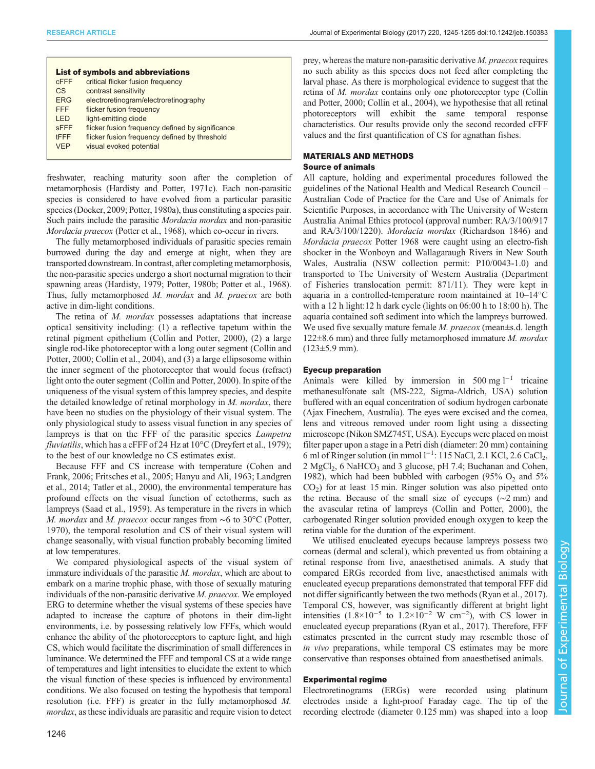**List of symbols and abbreviations**

| | |
|---|---|
| cFFF | critical flicker fusion frequency |
| CS | contrast sensitivity |
| ERG | electroretinogram/electroretinography |
| FFF | flicker fusion frequency |
| LED | light-emitting diode |
| sFFF | flicker fusion frequency defined by significance |
| tFFF | flicker fusion frequency defined by threshold |
| VEP | visual evoked potential |

freshwater, reaching maturity soon after the completion of metamorphosis (Hardisty and Potter, 1971c). Each non-parasitic species is considered to have evolved from a particular parasitic species (Docker, 2009; Potter, 1980a), thus constituting a species pair. Such pairs include the parasitic *Mordacia mordax* and non-parasitic *Mordacia praecox* (Potter et al., 1968), which co-occur in rivers.

The fully metamorphosed individuals of parasitic species remain burrowed during the day and emerge at night, when they are transported downstream. In contrast, after completing metamorphosis, the non-parasitic species undergo a short nocturnal migration to their spawning areas (Hardisty, 1979; Potter, 1980b; Potter et al., 1968). Thus, fully metamorphosed *M. mordax* and *M. praecox* are both active in dim-light conditions.

The retina of *M. mordax* possesses adaptations that increase optical sensitivity including: (1) a reflective tapetum within the retinal pigment epithelium (Collin and Potter, 2000), (2) a large single rod-like photoreceptor with a long outer segment (Collin and Potter, 2000; Collin et al., 2004), and (3) a large ellipsosome within the inner segment of the photoreceptor that would focus (refract) light onto the outer segment (Collin and Potter, 2000). In spite of the uniqueness of the visual system of this lamprey species, and despite the detailed knowledge of retinal morphology in *M. mordax*, there have been no studies on the physiology of their visual system. The only physiological study to assess visual function in any species of lampreys is that on the FFF of the parasitic species *Lampetra fluviatilis*, which has a cFFF of 24 Hz at 10°C (Dreyfert et al., 1979); to the best of our knowledge no CS estimates exist.

Because FFF and CS increase with temperature (Cohen and Frank, 2006; Fritsches et al., 2005; Hanyu and Ali, 1963; Landgren et al., 2014; Tatler et al., 2000), the environmental temperature has profound effects on the visual function of ectotherms, such as lampreys (Saad et al., 1959). As temperature in the rivers in which *M. mordax* and *M. praecox* occur ranges from ∼6 to 30°C (Potter, 1970), the temporal resolution and CS of their visual system will change seasonally, with visual function probably becoming limited at low temperatures.

We compared physiological aspects of the visual system of immature individuals of the parasitic *M. mordax*, which are about to embark on a marine trophic phase, with those of sexually maturing individuals of the non-parasitic derivative *M. praecox*. We employed ERG to determine whether the visual systems of these species have adapted to increase the capture of photons in their dim-light environments, i.e. by possessing relatively low FFFs, which would enhance the ability of the photoreceptors to capture light, and high CS, which would facilitate the discrimination of small differences in luminance. We determined the FFF and temporal CS at a wide range of temperatures and light intensities to elucidate the extent to which the visual function of these species is influenced by environmental conditions. We also focused on testing the hypothesis that temporal resolution (i.e. FFF) is greater in the fully metamorphosed *M. mordax*, as these individuals are parasitic and require vision to detect prey, whereas the mature non-parasitic derivative *M. praecox* requires no such ability as this species does not feed after completing the larval phase. As there is morphological evidence to suggest that the retina of *M. mordax* contains only one photoreceptor type (Collin and Potter, 2000; Collin et al., 2004), we hypothesise that all retinal photoreceptors will exhibit the same temporal response characteristics. Our results provide only the second recorded cFFF values and the first quantification of CS for agnathan fishes.

## MATERIALS AND METHODS

### Source of animals

All capture, holding and experimental procedures followed the guidelines of the National Health and Medical Research Council – Australian Code of Practice for the Care and Use of Animals for Scientific Purposes, in accordance with The University of Western Australia Animal Ethics protocol (approval number: RA/3/100/917 and RA/3/100/1220). *Mordacia mordax* (Richardson 1846) and *Mordacia praecox* Potter 1968 were caught using an electro-fish shocker in the Wonboyn and Wallagaraugh Rivers in New South Wales, Australia (NSW collection permit: P10/0043-1.0) and transported to The University of Western Australia (Department of Fisheries translocation permit: 871/11). They were kept in aquaria in a controlled-temperature room maintained at 10–14°C with a 12 h light:12 h dark cycle (lights on 06:00 h to 18:00 h). The aquaria contained soft sediment into which the lampreys burrowed. We used five sexually mature female *M. praecox* (mean±s.d. length 122±8.6 mm) and three fully metamorphosed immature *M. mordax* (123±5.9 mm).

### Eyecup preparation

Animals were killed by immersion in 500 mg $l^{-1}$ tricaine methanesulfonate salt (MS-222, Sigma-Aldrich, USA) solution buffered with an equal concentration of sodium hydrogen carbonate (Ajax Finechem, Australia). The eyes were excised and the cornea, lens and vitreous removed under room light using a dissecting microscope (Nikon SMZ745T, USA). Eyecups were placed on moist filter paper upon a stage in a Petri dish (diameter: 20 mm) containing 6 ml of Ringer solution (in mmol $l^{-1}$: 115 NaCl, 2.1 KCl, 2.6 $CaCl_2$, 2 $MgCl_2$, 6 $NaHCO_3$ and 3 glucose, pH 7.4; Buchanan and Cohen, 1982), which had been bubbled with carbogen (95% $O_2$ and 5% $CO_2$) for at least 15 min. Ringer solution was also pipetted onto the retina. Because of the small size of eyecups (∼2 mm) and the avascular retina of lampreys (Collin and Potter, 2000), the carbogenated Ringer solution provided enough oxygen to keep the retina viable for the duration of the experiment.

We utilised enucleated eyecups because lampreys possess two corneas (dermal and scleral), which prevented us from obtaining a retinal response from live, anaesthetised animals. A study that compared ERGs recorded from live, anaesthetised animals with enucleated eyecup preparations demonstrated that temporal FFF did not differ significantly between the two methods (Ryan et al., 2017). Temporal CS, however, was significantly different at bright light intensities ($1.8\times10^{-5}$ to $1.2\times10^{-2}$ W $cm^{-2}$), with CS lower in enucleated eyecup preparations (Ryan et al., 2017). Therefore, FFF estimates presented in the current study may resemble those of *in vivo* preparations, while temporal CS estimates may be more conservative than responses obtained from anaesthetised animals.

### Experimental regime

Electroretinograms (ERGs) were recorded using platinum electrodes inside a light-proof Faraday cage. The tip of the recording electrode (diameter 0.125 mm) was shaped into a loop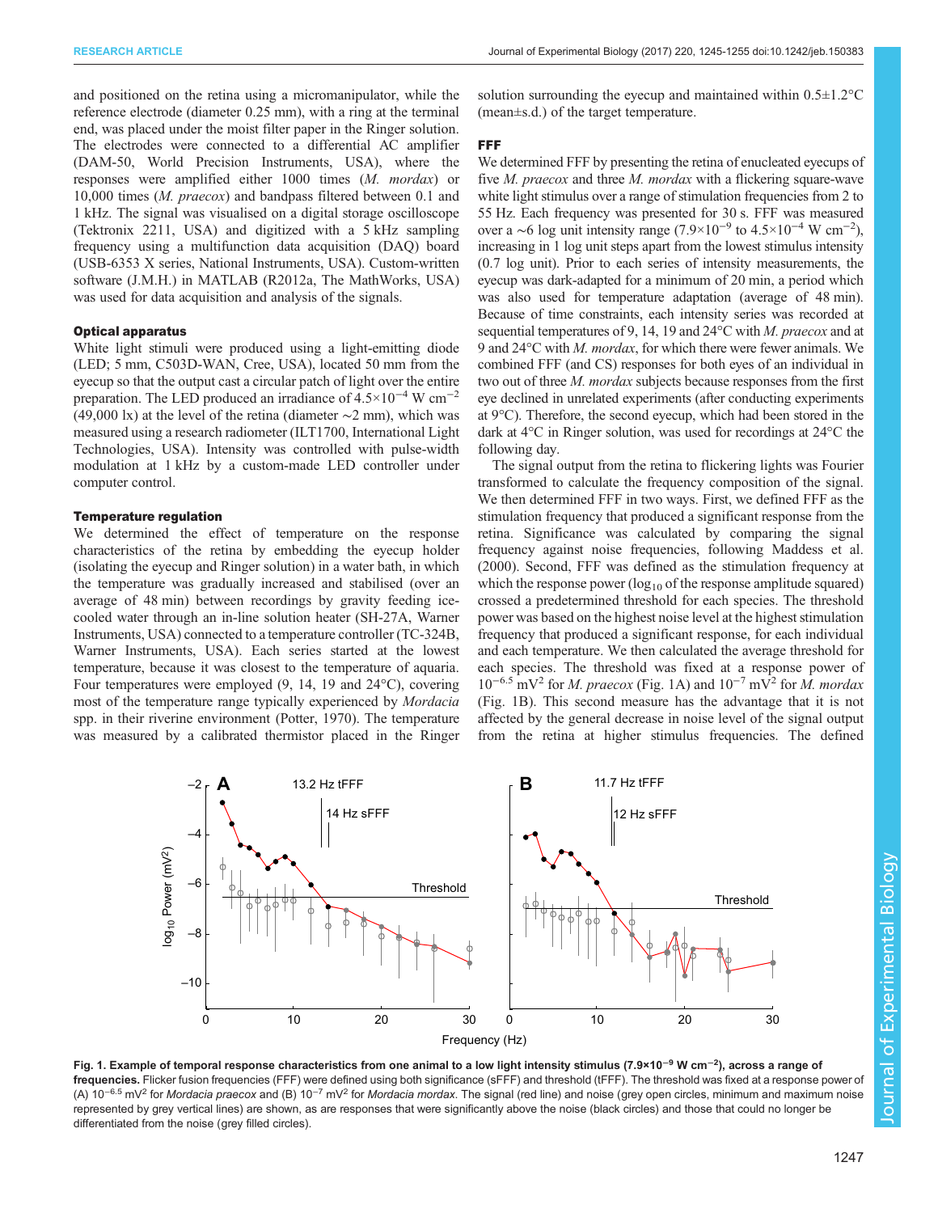and positioned on the retina using a micromanipulator, while the reference electrode (diameter 0.25 mm), with a ring at the terminal end, was placed under the moist filter paper in the Ringer solution. The electrodes were connected to a differential AC amplifier (DAM-50, World Precision Instruments, USA), where the responses were amplified either 1000 times (*M. mordax*) or 10,000 times (*M. praecox*) and bandpass filtered between 0.1 and 1 kHz. The signal was visualised on a digital storage oscilloscope (Tektronix 2211, USA) and digitized with a 5 kHz sampling frequency using a multifunction data acquisition (DAQ) board (USB-6353 X series, National Instruments, USA). Custom-written software (J.M.H.) in MATLAB (R2012a, The MathWorks, USA) was used for data acquisition and analysis of the signals.

### Optical apparatus

White light stimuli were produced using a light-emitting diode (LED; 5 mm, C503D-WAN, Cree, USA), located 50 mm from the eyecup so that the output cast a circular patch of light over the entire preparation. The LED produced an irradiance of $4.5\times10^{-4}$ W cm$^{-2}$ (49,000 lx) at the level of the retina (diameter ~2 mm), which was measured using a research radiometer (ILT1700, International Light Technologies, USA). Intensity was controlled with pulse-width modulation at 1 kHz by a custom-made LED controller under computer control.

### Temperature regulation

We determined the effect of temperature on the response characteristics of the retina by embedding the eyecup holder (isolating the eyecup and Ringer solution) in a water bath, in which the temperature was gradually increased and stabilised (over an average of 48 min) between recordings by gravity feeding ice-cooled water through an in-line solution heater (SH-27A, Warner Instruments, USA) connected to a temperature controller (TC-324B, Warner Instruments, USA). Each series started at the lowest temperature, because it was closest to the temperature of aquaria. Four temperatures were employed (9, 14, 19 and 24°C), covering most of the temperature range typically experienced by *Mordacia* spp. in their riverine environment (Potter, 1970). The temperature was measured by a calibrated thermistor placed in the Ringer solution surrounding the eyecup and maintained within 0.5±1.2°C (mean±s.d.) of the target temperature.

### FFF

We determined FFF by presenting the retina of enucleated eyecups of five *M. praecox* and three *M. mordax* with a flickering square-wave white light stimulus over a range of stimulation frequencies from 2 to 55 Hz. Each frequency was presented for 30 s. FFF was measured over a ~6 log unit intensity range ($7.9\times10^{-9}$ to $4.5\times10^{-4}$ W cm$^{-2}$), increasing in 1 log unit steps apart from the lowest stimulus intensity (0.7 log unit). Prior to each series of intensity measurements, the eyecup was dark-adapted for a minimum of 20 min, a period which was also used for temperature adaptation (average of 48 min). Because of time constraints, each intensity series was recorded at sequential temperatures of 9, 14, 19 and 24°C with *M. praecox* and at 9 and 24°C with *M. mordax*, for which there were fewer animals. We combined FFF (and CS) responses for both eyes of an individual in two out of three *M. mordax* subjects because responses from the first eye declined in unrelated experiments (after conducting experiments at 9°C). Therefore, the second eyecup, which had been stored in the dark at 4°C in Ringer solution, was used for recordings at 24°C the following day.

The signal output from the retina to flickering lights was Fourier transformed to calculate the frequency composition of the signal. We then determined FFF in two ways. First, we defined FFF as the stimulation frequency that produced a significant response from the retina. Significance was calculated by comparing the signal response frequency against noise frequencies, following Maddess et al. (2000). Second, FFF was defined as the stimulation frequency at which the response power ($\log_{10}$ of the response amplitude squared) crossed a predetermined threshold for each species. The threshold power was based on the highest noise level at the highest stimulation frequency that produced a significant response, for each individual and each temperature. We then calculated the average threshold for each species. The threshold was fixed at a response power of $10^{-6.5}$ mV$^2$ for *M. praecox* (Fig. 1A) and $10^{-7}$ mV$^2$ for *M. mordax* (Fig. 1B). This second measure has the advantage that it is not affected by the general decrease in noise level of the signal output from the retina at higher stimulus frequencies. The defined

**Fig. 1. Example of temporal response characteristics from one animal to a low light intensity stimulus ($7.9\times10^{-9}$ W cm$^{-2}$), across a range of frequencies.** Flicker fusion frequencies (FFF) were defined using both significance (sFFF) and threshold (tFFF). The threshold was fixed at a response power of (A) $10^{-6.5}$ mV$^2$ for *Mordacia praecox* and (B) $10^{-7}$ mV$^2$ for *Mordacia mordax*. The signal (red line) and noise (grey open circles, minimum and maximum noise represented by grey vertical lines) are shown, as are responses that were significantly above the noise (black circles) and those that could no longer be differentiated from the noise (grey filled circles).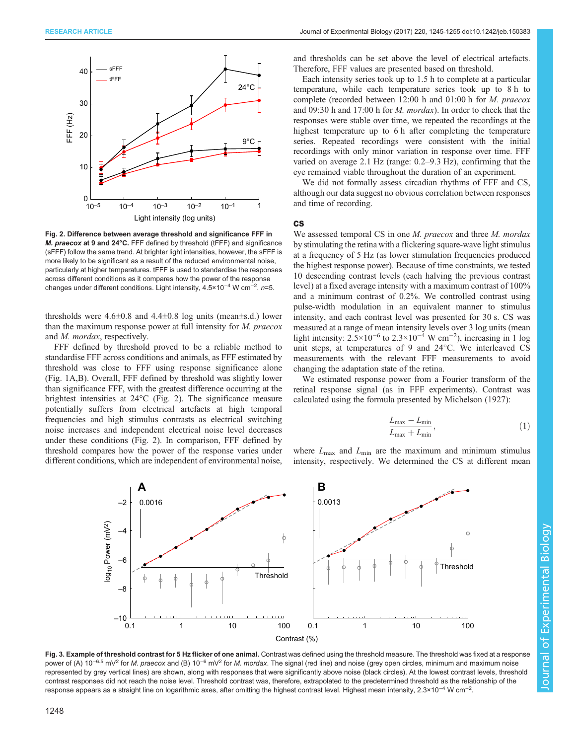**Fig. 2. Difference between average threshold and significance FFF in *M. praecox* at 9 and 24°C.** FFF defined by threshold (tFFF) and significance (sFFF) follow the same trend. At brighter light intensities, however, the sFFF is more likely to be significant as a result of the reduced environmental noise, particularly at higher temperatures. tFFF is used to standardise the responses across different conditions as it compares how the power of the response changes under different conditions. Light intensity, $4.5\times10^{-4}$ W cm$^{-2}$. $n$=5.

thresholds were 4.6±0.8 and 4.4±0.8 log units (mean±s.d.) lower than the maximum response power at full intensity for *M. praecox* and *M. mordax*, respectively.

FFF defined by threshold proved to be a reliable method to standardise FFF across conditions and animals, as FFF estimated by threshold was close to FFF using response significance alone (Fig. 1A,B). Overall, FFF defined by threshold was slightly lower than significance FFF, with the greatest difference occurring at the brightest intensities at 24°C (Fig. 2). The significance measure potentially suffers from electrical artefacts at high temporal frequencies and high stimulus contrasts as electrical switching noise increases and independent electrical noise level decreases under these conditions (Fig. 2). In comparison, FFF defined by threshold compares how the power of the response varies under different conditions, which are independent of environmental noise, and thresholds can be set above the level of electrical artefacts. Therefore, FFF values are presented based on threshold.

Each intensity series took up to 1.5 h to complete at a particular temperature, while each temperature series took up to 8 h to complete (recorded between 12:00 h and 01:00 h for *M. praecox* and 09:30 h and 17:00 h for *M. mordax*). In order to check that the responses were stable over time, we repeated the recordings at the highest temperature up to 6 h after completing the temperature series. Repeated recordings were consistent with the initial recordings with only minor variation in response over time. FFF varied on average 2.1 Hz (range: 0.2–9.3 Hz), confirming that the eye remained viable throughout the duration of an experiment.

We did not formally assess circadian rhythms of FFF and CS, although our data suggest no obvious correlation between responses and time of recording.

### CS

We assessed temporal CS in one *M. praecox* and three *M. mordax* by stimulating the retina with a flickering square-wave light stimulus at a frequency of 5 Hz (as lower stimulation frequencies produced the highest response power). Because of time constraints, we tested 10 descending contrast levels (each halving the previous contrast level) at a fixed average intensity with a maximum contrast of 100% and a minimum contrast of 0.2%. We controlled contrast using pulse-width modulation in an equivalent manner to stimulus intensity, and each contrast level was presented for 30 s. CS was measured at a range of mean intensity levels over 3 log units (mean light intensity: $2.5\times10^{-6}$ to $2.3\times10^{-4}$ W cm$^{-2}$), increasing in 1 log unit steps, at temperatures of 9 and 24°C. We interleaved CS measurements with the relevant FFF measurements to avoid changing the adaptation state of the retina.

We estimated response power from a Fourier transform of the retinal response signal (as in FFF experiments). Contrast was calculated using the formula presented by Michelson (1927):

$$\frac{L_{\max}-L_{\min}}{L_{\max}+L_{\min}}, \tag{1}$$

where $L_{\max}$ and $L_{\min}$ are the maximum and minimum stimulus intensity, respectively. We determined the CS at different mean

**Fig. 3. Example of threshold contrast for 5 Hz flicker of one animal.** Contrast was defined using the threshold measure. The threshold was fixed at a response power of (A) $10^{-6.5}$ mV$^2$ for *M. praecox* and (B) $10^{-6}$ mV$^2$ for *M. mordax*. The signal (red line) and noise (grey open circles, minimum and maximum noise represented by grey vertical lines) are shown, along with responses that were significantly above noise (black circles). At the lowest contrast levels, threshold contrast responses did not reach the noise level. Threshold contrast was, therefore, extrapolated to the predetermined threshold as the relationship of the response appears as a straight line on logarithmic axes, after omitting the highest contrast level. Highest mean intensity, $2.3\times10^{-4}$ W cm$^{-2}$.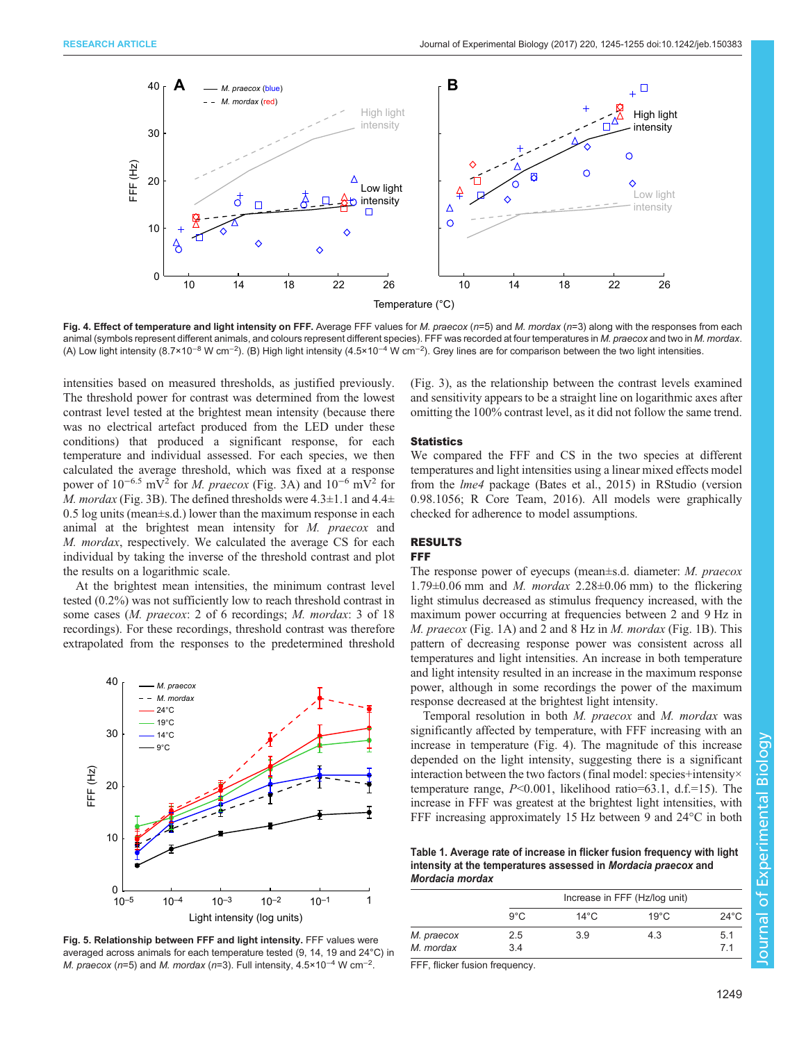**Fig. 4. Effect of temperature and light intensity on FFF.** Average FFF values for *M. praecox* ($n$=5) and *M. mordax* ($n$=3) along with the responses from each animal (symbols represent different animals, and colours represent different species). FFF was recorded at four temperatures in *M. praecox* and two in *M. mordax*. (A) Low light intensity ($8.7\times10^{-8}$ W cm$^{-2}$). (B) High light intensity ($4.5\times10^{-4}$ W cm$^{-2}$). Grey lines are for comparison between the two light intensities.

intensities based on measured thresholds, as justified previously. The threshold power for contrast was determined from the lowest contrast level tested at the brightest mean intensity (because there was no electrical artefact produced from the LED under these conditions) that produced a significant response, for each temperature and individual assessed. For each species, we then calculated the average threshold, which was fixed at a response power of $10^{-6.5}$ mV$^2$ for *M. praecox* (Fig. 3A) and $10^{-6}$ mV$^2$ for *M. mordax* (Fig. 3B). The defined thresholds were 4.3±1.1 and 4.4±0.5 log units (mean±s.d.) lower than the maximum response in each animal at the brightest mean intensity for *M. praecox* and *M. mordax*, respectively. We calculated the average CS for each individual by taking the inverse of the threshold contrast and plot the results on a logarithmic scale.

At the brightest mean intensities, the minimum contrast level tested (0.2%) was not sufficiently low to reach threshold contrast in some cases (*M. praecox*: 2 of 6 recordings; *M. mordax*: 3 of 18 recordings). For these recordings, threshold contrast was therefore extrapolated from the responses to the predetermined threshold (Fig. 3), as the relationship between the contrast levels examined and sensitivity appears to be a straight line on logarithmic axes after omitting the 100% contrast level, as it did not follow the same trend.

**Fig. 5. Relationship between FFF and light intensity.** FFF values were averaged across animals for each temperature tested (9, 14, 19 and 24°C) in *M. praecox* ($n$=5) and *M. mordax* ($n$=3). Full intensity, $4.5\times10^{-4}$ W cm$^{-2}$.

### Statistics

We compared the FFF and CS in the two species at different temperatures and light intensities using a linear mixed effects model from the *lme4* package (Bates et al., 2015) in RStudio (version 0.98.1056; R Core Team, 2016). All models were graphically checked for adherence to model assumptions.

## RESULTS

### FFF

The response power of eyecups (mean±s.d. diameter: *M. praecox* 1.79±0.06 mm and *M. mordax* 2.28±0.06 mm) to the flickering light stimulus decreased as stimulus frequency increased, with the maximum power occurring at frequencies between 2 and 9 Hz in *M. praecox* (Fig. 1A) and 2 and 8 Hz in *M. mordax* (Fig. 1B). This pattern of decreasing response power was consistent across all temperatures and light intensities. An increase in both temperature and light intensity resulted in an increase in the maximum response power, although in some recordings the power of the maximum response decreased at the brightest light intensity.

Temporal resolution in both *M. praecox* and *M. mordax* was significantly affected by temperature, with FFF increasing with an increase in temperature (Fig. 4). The magnitude of this increase depended on the light intensity, suggesting there is a significant interaction between the two factors (final model: species+intensity× temperature range, $P<0.001$, likelihood ratio=63.1, d.f.=15). The increase in FFF was greatest at the brightest light intensities, with FFF increasing approximately 15 Hz between 9 and 24°C in both

**Table 1. Average rate of increase in flicker fusion frequency with light intensity at the temperatures assessed in *Mordacia praecox* and *Mordacia mordax***

| | Increase in FFF (Hz/log unit) | | | |
|---|---|---|---|---|
| | 9°C | 14°C | 19°C | 24°C |
| *M. praecox* | 2.5 | 3.9 | 4.3 | 5.1 |
| *M. mordax* | 3.4 | | | 7.1 |

FFF, flicker fusion frequency.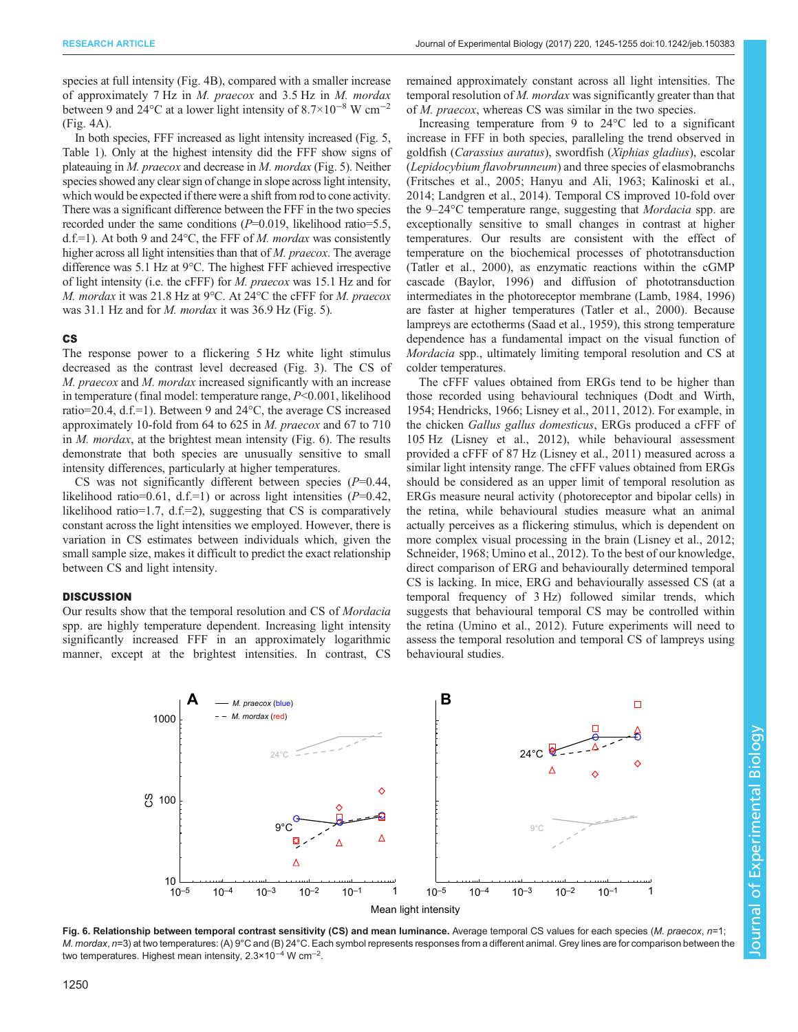species at full intensity (Fig. 4B), compared with a smaller increase of approximately 7 Hz in *M. praecox* and 3.5 Hz in *M. mordax* between 9 and 24°C at a lower light intensity of $8.7\times10^{-8}$ W cm$^{-2}$ (Fig. 4A).

In both species, FFF increased as light intensity increased (Fig. 5, Table 1). Only at the highest intensity did the FFF show signs of plateauing in *M. praecox* and decrease in *M. mordax* (Fig. 5). Neither species showed any clear sign of change in slope across light intensity, which would be expected if there were a shift from rod to cone activity. There was a significant difference between the FFF in the two species recorded under the same conditions ($P$=0.019, likelihood ratio=5.5, d.f.=1). At both 9 and 24°C, the FFF of *M. mordax* was consistently higher across all light intensities than that of *M. praecox*. The average difference was 5.1 Hz at 9°C. The highest FFF achieved irrespective of light intensity (i.e. the cFFF) for *M. praecox* was 15.1 Hz and for *M. mordax* it was 21.8 Hz at 9°C. At 24°C the cFFF for *M. praecox* was 31.1 Hz and for *M. mordax* it was 36.9 Hz (Fig. 5).

### CS

The response power to a flickering 5 Hz white light stimulus decreased as the contrast level decreased (Fig. 3). The CS of *M. praecox* and *M. mordax* increased significantly with an increase in temperature (final model: temperature range, $P$<0.001, likelihood ratio=20.4, d.f.=1). Between 9 and 24°C, the average CS increased approximately 10-fold from 64 to 625 in *M. praecox* and 67 to 710 in *M. mordax*, at the brightest mean intensity (Fig. 6). The results demonstrate that both species are unusually sensitive to small intensity differences, particularly at higher temperatures.

CS was not significantly different between species ($P$=0.44, likelihood ratio=0.61, d.f.=1) or across light intensities ($P$=0.42, likelihood ratio=1.7, d.f.=2), suggesting that CS is comparatively constant across the light intensities we employed. However, there is variation in CS estimates between individuals which, given the small sample size, makes it difficult to predict the exact relationship between CS and light intensity.

## DISCUSSION

Our results show that the temporal resolution and CS of *Mordacia* spp. are highly temperature dependent. Increasing light intensity significantly increased FFF in an approximately logarithmic manner, except at the brightest intensities. In contrast, CS remained approximately constant across all light intensities. The temporal resolution of *M. mordax* was significantly greater than that of *M. praecox*, whereas CS was similar in the two species.

Increasing temperature from 9 to 24°C led to a significant increase in FFF in both species, paralleling the trend observed in goldfish (*Carassius auratus*), swordfish (*Xiphias gladius*), escolar (*Lepidocybium flavobrunneum*) and three species of elasmobranchs (Fritsches et al., 2005; Hanyu and Ali, 1963; Kalinoski et al., 2014; Landgren et al., 2014). Temporal CS improved 10-fold over the 9–24°C temperature range, suggesting that *Mordacia* spp. are exceptionally sensitive to small changes in contrast at higher temperatures. Our results are consistent with the effect of temperature on the biochemical processes of phototransduction (Tatler et al., 2000), as enzymatic reactions within the cGMP cascade (Baylor, 1996) and diffusion of phototransduction intermediates in the photoreceptor membrane (Lamb, 1984, 1996) are faster at higher temperatures (Tatler et al., 2000). Because lampreys are ectotherms (Saad et al., 1959), this strong temperature dependence has a fundamental impact on the visual function of *Mordacia* spp., ultimately limiting temporal resolution and CS at colder temperatures.

The cFFF values obtained from ERGs tend to be higher than those recorded using behavioural techniques (Dodt and Wirth, 1954; Hendricks, 1966; Lisney et al., 2011, 2012). For example, in the chicken *Gallus gallus domesticus*, ERGs produced a cFFF of 105 Hz (Lisney et al., 2012), while behavioural assessment provided a cFFF of 87 Hz (Lisney et al., 2011) measured across a similar light intensity range. The cFFF values obtained from ERGs should be considered as an upper limit of temporal resolution as ERGs measure neural activity (photoreceptor and bipolar cells) in the retina, while behavioural studies measure what an animal actually perceives as a flickering stimulus, which is dependent on more complex visual processing in the brain (Lisney et al., 2012; Schneider, 1968; Umino et al., 2012). To the best of our knowledge, direct comparison of ERG and behaviourally determined temporal CS is lacking. In mice, ERG and behaviourally assessed CS (at a temporal frequency of 3 Hz) followed similar trends, which suggests that behavioural temporal CS may be controlled within the retina (Umino et al., 2012). Future experiments will need to assess the temporal resolution and temporal CS of lampreys using behavioural studies.

**Fig. 6. Relationship between temporal contrast sensitivity (CS) and mean luminance.** Average temporal CS values for each species (*M. praecox*, $n$=1; *M. mordax*, $n$=3) at two temperatures: (A) 9°C and (B) 24°C. Each symbol represents responses from a different animal. Grey lines are for comparison between the two temperatures. Highest mean intensity, $2.3\times10^{-4}$ W cm$^{-2}$.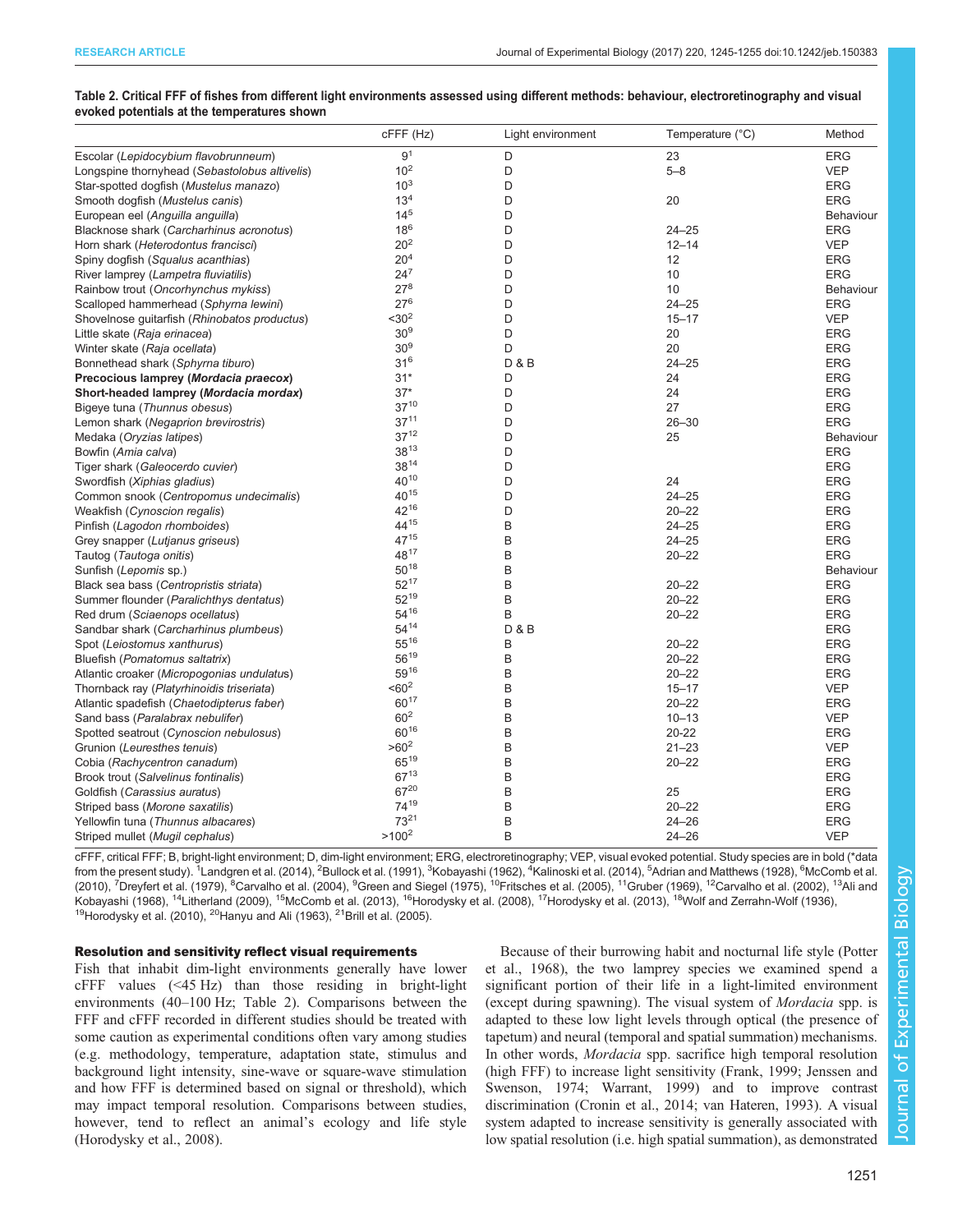**Table 2. Critical FFF of fishes from different light environments assessed using different methods: behaviour, electroretinography and visual evoked potentials at the temperatures shown**

| | cFFF (Hz) | Light environment | Temperature (°C) | Method |
|---|---|---|---|---|
| Escolar (*Lepidocybium flavobrunneum*) | 9[1] | D | 23 | ERG |
| Longspine thornyhead (*Sebastolobus altivelis*) | 10[2] | D | 5–8 | VEP |
| Star-spotted dogfish (*Mustelus manazo*) | 10[3] | D | | ERG |
| Smooth dogfish (*Mustelus canis*) | 13[4] | D | 20 | ERG |
| European eel (*Anguilla anguilla*) | 14[5] | D | | Behaviour |
| Blacknose shark (*Carcharhinus acronotus*) | 18[6] | D | 24–25 | ERG |
| Horn shark (*Heterodontus francisci*) | 20[2] | D | 12–14 | VEP |
| Spiny dogfish (*Squalus acanthias*) | 20[4] | D | 12 | ERG |
| River lamprey (*Lampetra fluviatilis*) | 24[7] | D | 10 | ERG |
| Rainbow trout (*Oncorhynchus mykiss*) | 27[8] | D | 10 | Behaviour |
| Scalloped hammerhead (*Sphyrna lewini*) | 27[6] | D | 24–25 | ERG |
| Shovelnose guitarfish (*Rhinobatos productus*) | <30[2] | D | 15–17 | VEP |
| Little skate (*Raja erinacea*) | 30[9] | D | 20 | ERG |
| Winter skate (*Raja ocellata*) | 30[9] | D | 20 | ERG |
| Bonnethead shark (*Sphyrna tiburo*) | 31[6] | D & B | 24–25 | ERG |
| **Precocious lamprey (*Mordacia praecox*)** | 31* | D | 24 | ERG |
| **Short-headed lamprey (*Mordacia mordax*)** | 37* | D | 24 | ERG |
| Bigeye tuna (*Thunnus obesus*) | 37[10] | D | 27 | ERG |
| Lemon shark (*Negaprion brevirostris*) | 37[11] | D | 26–30 | ERG |
| Medaka (*Oryzias latipes*) | 37[12] | D | 25 | Behaviour |
| Bowfin (*Amia calva*) | 38[13] | D | | ERG |
| Tiger shark (*Galeocerdo cuvier*) | 38[14] | D | | ERG |
| Swordfish (*Xiphias gladius*) | 40[10] | D | 24 | ERG |
| Common snook (*Centropomus undecimalis*) | 40[15] | D | 24–25 | ERG |
| Weakfish (*Cynoscion regalis*) | 42[16] | D | 20–22 | ERG |
| Pinfish (*Lagodon rhomboides*) | 44[15] | B | 24–25 | ERG |
| Grey snapper (*Lutjanus griseus*) | 47[15] | B | 24–25 | ERG |
| Tautog (*Tautoga onitis*) | 48[17] | B | 20–22 | ERG |
| Sunfish (*Lepomis* sp.) | 50[18] | B | | Behaviour |
| Black sea bass (*Centropristis striata*) | 52[17] | B | 20–22 | ERG |
| Summer flounder (*Paralichthys dentatus*) | 52[19] | B | 20–22 | ERG |
| Red drum (*Sciaenops ocellatus*) | 54[16] | B | 20–22 | ERG |
| Sandbar shark (*Carcharhinus plumbeus*) | 54[14] | D & B | | ERG |
| Spot (*Leiostomus xanthurus*) | 55[16] | B | 20–22 | ERG |
| Bluefish (*Pomatomus saltatrix*) | 56[19] | B | 20–22 | ERG |
| Atlantic croaker (*Micropogonias undulatus*) | 59[16] | B | 20–22 | ERG |
| Thornback ray (*Platyrhinoidis triseriata*) | <60[2] | B | 15–17 | VEP |
| Atlantic spadefish (*Chaetodipterus faber*) | 60[17] | B | 20–22 | ERG |
| Sand bass (*Paralabrax nebulifer*) | 60[2] | B | 10–13 | VEP |
| Spotted seatrout (*Cynoscion nebulosus*) | 60[16] | B | 20-22 | ERG |
| Grunion (*Leuresthes tenuis*) | >60[2] | B | 21–23 | VEP |
| Cobia (*Rachycentron canadum*) | 65[19] | B | 20–22 | ERG |
| Brook trout (*Salvelinus fontinalis*) | 67[13] | B | | ERG |
| Goldfish (*Carassius auratus*) | 67[20] | B | 25 | ERG |
| Striped bass (*Morone saxatilis*) | 74[19] | B | 20–22 | ERG |
| Yellowfin tuna (*Thunnus albacares*) | 73[21] | B | 24–26 | ERG |
| Striped mullet (*Mugil cephalus*) | >100[2] | B | 24–26 | VEP |

cFFF, critical FFF; B, bright-light environment; D, dim-light environment; ERG, electroretinography; VEP, visual evoked potential. Study species are in bold (*data from the present study). [1]Landgren et al. (2014), [2]Bullock et al. (1991), [3]Kobayashi (1962), [4]Kalinoski et al. (2014), [5]Adrian and Matthews (1928), [6]McComb et al. (2010), [7]Dreyfert et al. (1979), [8]Carvalho et al. (2004), [9]Green and Siegel (1975), [10]Fritsches et al. (2005), [11]Gruber (1969), [12]Carvalho et al. (2002), [13]Ali and Kobayashi (1968), [14]Litherland (2009), [15]McComb et al. (2013), [16]Horodysky et al. (2008), [17]Horodysky et al. (2013), [18]Wolf and Zerrahn-Wolf (1936), [19]Horodysky et al. (2010), [20]Hanyu and Ali (1963), [21]Brill et al. (2005).

### Resolution and sensitivity reflect visual requirements

Fish that inhabit dim-light environments generally have lower cFFF values (<45 Hz) than those residing in bright-light environments (40–100 Hz; Table 2). Comparisons between the FFF and cFFF recorded in different studies should be treated with some caution as experimental conditions often vary among studies (e.g. methodology, temperature, adaptation state, stimulus and background light intensity, sine-wave or square-wave stimulation and how FFF is determined based on signal or threshold), which may impact temporal resolution. Comparisons between studies, however, tend to reflect an animal's ecology and life style (Horodysky et al., 2008).

Because of their burrowing habit and nocturnal life style (Potter et al., 1968), the two lamprey species we examined spend a significant portion of their life in a light-limited environment (except during spawning). The visual system of *Mordacia* spp. is adapted to these low light levels through optical (the presence of tapetum) and neural (temporal and spatial summation) mechanisms. In other words, *Mordacia* spp. sacrifice high temporal resolution (high FFF) to increase light sensitivity (Frank, 1999; Jenssen and Swenson, 1974; Warrant, 1999) and to improve contrast discrimination (Cronin et al., 2014; van Hateren, 1993). A visual system adapted to increase sensitivity is generally associated with low spatial resolution (i.e. high spatial summation), as demonstrated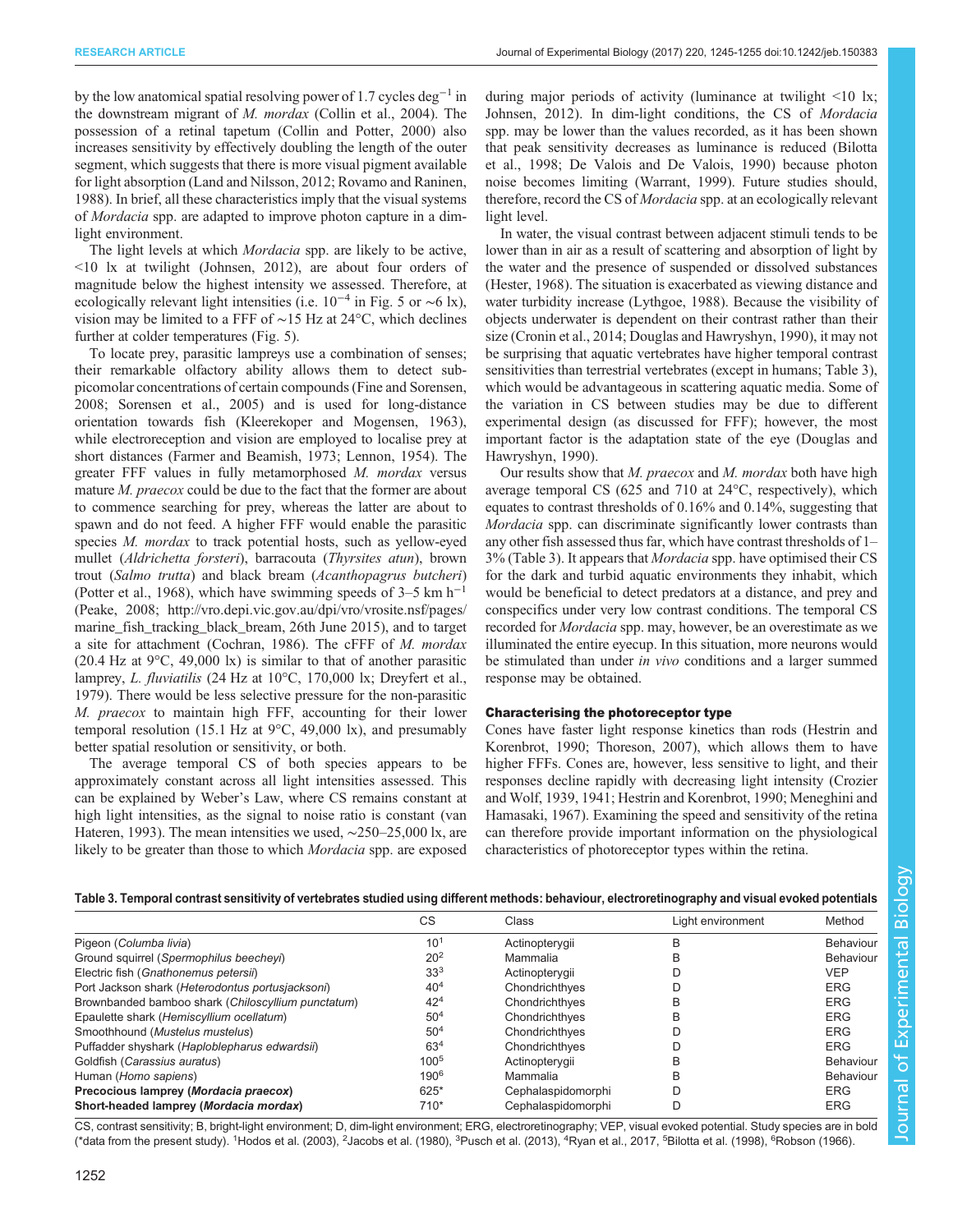by the low anatomical spatial resolving power of 1.7 cycles deg$^{-1}$ in the downstream migrant of *M. mordax* (Collin et al., 2004). The possession of a retinal tapetum (Collin and Potter, 2000) also increases sensitivity by effectively doubling the length of the outer segment, which suggests that there is more visual pigment available for light absorption (Land and Nilsson, 2012; Rovamo and Raninen, 1988). In brief, all these characteristics imply that the visual systems of *Mordacia* spp. are adapted to improve photon capture in a dim-light environment.

The light levels at which *Mordacia* spp. are likely to be active, <10 lx at twilight (Johnsen, 2012), are about four orders of magnitude below the highest intensity we assessed. Therefore, at ecologically relevant light intensities (i.e. $10^{-4}$ in Fig. 5 or ∼6 lx), vision may be limited to a FFF of ∼15 Hz at 24°C, which declines further at colder temperatures (Fig. 5).

To locate prey, parasitic lampreys use a combination of senses; their remarkable olfactory ability allows them to detect sub-picomolar concentrations of certain compounds (Fine and Sorensen, 2008; Sorensen et al., 2005) and is used for long-distance orientation towards fish (Kleerekoper and Mogensen, 1963), while electroreception and vision are employed to localise prey at short distances (Farmer and Beamish, 1973; Lennon, 1954). The greater FFF values in fully metamorphosed *M. mordax* versus mature *M. praecox* could be due to the fact that the former are about to commence searching for prey, whereas the latter are about to spawn and do not feed. A higher FFF would enable the parasitic species *M. mordax* to track potential hosts, such as yellow-eyed mullet (*Aldrichetta forsteri*), barracouta (*Thyrsites atun*), brown trout (*Salmo trutta*) and black bream (*Acanthopagrus butcheri*) (Potter et al., 1968), which have swimming speeds of 3–5 km h$^{-1}$ (Peake, 2008; http://vro.depi.vic.gov.au/dpi/vro/vrosite.nsf/pages/marine_fish_tracking_black_bream, 26th June 2015), and to target a site for attachment (Cochran, 1986). The cFFF of *M. mordax* (20.4 Hz at 9°C, 49,000 lx) is similar to that of another parasitic lamprey, *L. fluviatilis* (24 Hz at 10°C, 170,000 lx; Dreyfert et al., 1979). There would be less selective pressure for the non-parasitic *M. praecox* to maintain high FFF, accounting for their lower temporal resolution (15.1 Hz at 9°C, 49,000 lx), and presumably better spatial resolution or sensitivity, or both.

The average temporal CS of both species appears to be approximately constant across all light intensities assessed. This can be explained by Weber's Law, where CS remains constant at high light intensities, as the signal to noise ratio is constant (van Hateren, 1993). The mean intensities we used, ∼250–25,000 lx, are likely to be greater than those to which *Mordacia* spp. are exposed during major periods of activity (luminance at twilight <10 lx; Johnsen, 2012). In dim-light conditions, the CS of *Mordacia* spp. may be lower than the values recorded, as it has been shown that peak sensitivity decreases as luminance is reduced (Bilotta et al., 1998; De Valois and De Valois, 1990) because photon noise becomes limiting (Warrant, 1999). Future studies should, therefore, record the CS of *Mordacia* spp. at an ecologically relevant light level.

In water, the visual contrast between adjacent stimuli tends to be lower than in air as a result of scattering and absorption of light by the water and the presence of suspended or dissolved substances (Hester, 1968). The situation is exacerbated as viewing distance and water turbidity increase (Lythgoe, 1988). Because the visibility of objects underwater is dependent on their contrast rather than their size (Cronin et al., 2014; Douglas and Hawryshyn, 1990), it may not be surprising that aquatic vertebrates have higher temporal contrast sensitivities than terrestrial vertebrates (except in humans; Table 3), which would be advantageous in scattering aquatic media. Some of the variation in CS between studies may be due to different experimental design (as discussed for FFF); however, the most important factor is the adaptation state of the eye (Douglas and Hawryshyn, 1990).

Our results show that *M. praecox* and *M. mordax* both have high average temporal CS (625 and 710 at 24°C, respectively), which equates to contrast thresholds of 0.16% and 0.14%, suggesting that *Mordacia* spp. can discriminate significantly lower contrasts than any other fish assessed thus far, which have contrast thresholds of 1–3% (Table 3). It appears that *Mordacia* spp. have optimised their CS for the dark and turbid aquatic environments they inhabit, which would be beneficial to detect predators at a distance, and prey and conspecifics under very low contrast conditions. The temporal CS recorded for *Mordacia* spp. may, however, be an overestimate as we illuminated the entire eyecup. In this situation, more neurons would be stimulated than under *in vivo* conditions and a larger summed response may be obtained.

### Characterising the photoreceptor type

Cones have faster light response kinetics than rods (Hestrin and Korenbrot, 1990; Thoreson, 2007), which allows them to have higher FFFs. Cones are, however, less sensitive to light, and their responses decline rapidly with decreasing light intensity (Crozier and Wolf, 1939, 1941; Hestrin and Korenbrot, 1990; Meneghini and Hamasaki, 1967). Examining the speed and sensitivity of the retina can therefore provide important information on the physiological characteristics of photoreceptor types within the retina.

**Table 3. Temporal contrast sensitivity of vertebrates studied using different methods: behaviour, electroretinography and visual evoked potentials**

| | CS | Class | Light environment | Method |
|---|---|---|---|---|
| Pigeon (*Columba livia*) | 10[1] | Actinopterygii | B | Behaviour |
| Ground squirrel (*Spermophilus beecheyi*) | 20[2] | Mammalia | B | Behaviour |
| Electric fish (*Gnathonemus petersii*) | 33[3] | Actinopterygii | D | VEP |
| Port Jackson shark (*Heterodontus portusjacksoni*) | 40[4] | Chondrichthyes | D | ERG |
| Brownbanded bamboo shark (*Chiloscyllium punctatum*) | 42[4] | Chondrichthyes | B | ERG |
| Epaulette shark (*Hemiscyllium ocellatum*) | 50[4] | Chondrichthyes | B | ERG |
| Smoothhound (*Mustelus mustelus*) | 50[4] | Chondrichthyes | D | ERG |
| Puffadder shyshark (*Haploblepharus edwardsii*) | 63[4] | Chondrichthyes | D | ERG |
| Goldfish (*Carassius auratus*) | 100[5] | Actinopterygii | B | Behaviour |
| Human (*Homo sapiens*) | 190[6] | Mammalia | B | Behaviour |
| **Precocious lamprey (*Mordacia praecox*)** | 625* | Cephalaspidomorphi | D | ERG |
| **Short-headed lamprey (*Mordacia mordax*)** | 710* | Cephalaspidomorphi | D | ERG |

CS, contrast sensitivity; B, bright-light environment; D, dim-light environment; ERG, electroretinography; VEP, visual evoked potential. Study species are in bold (*data from the present study). [1]Hodos et al. (2003), [2]Jacobs et al. (1980), [3]Pusch et al. (2013), [4]Ryan et al., 2017, [5]Bilotta et al. (1998), [6]Robson (1966).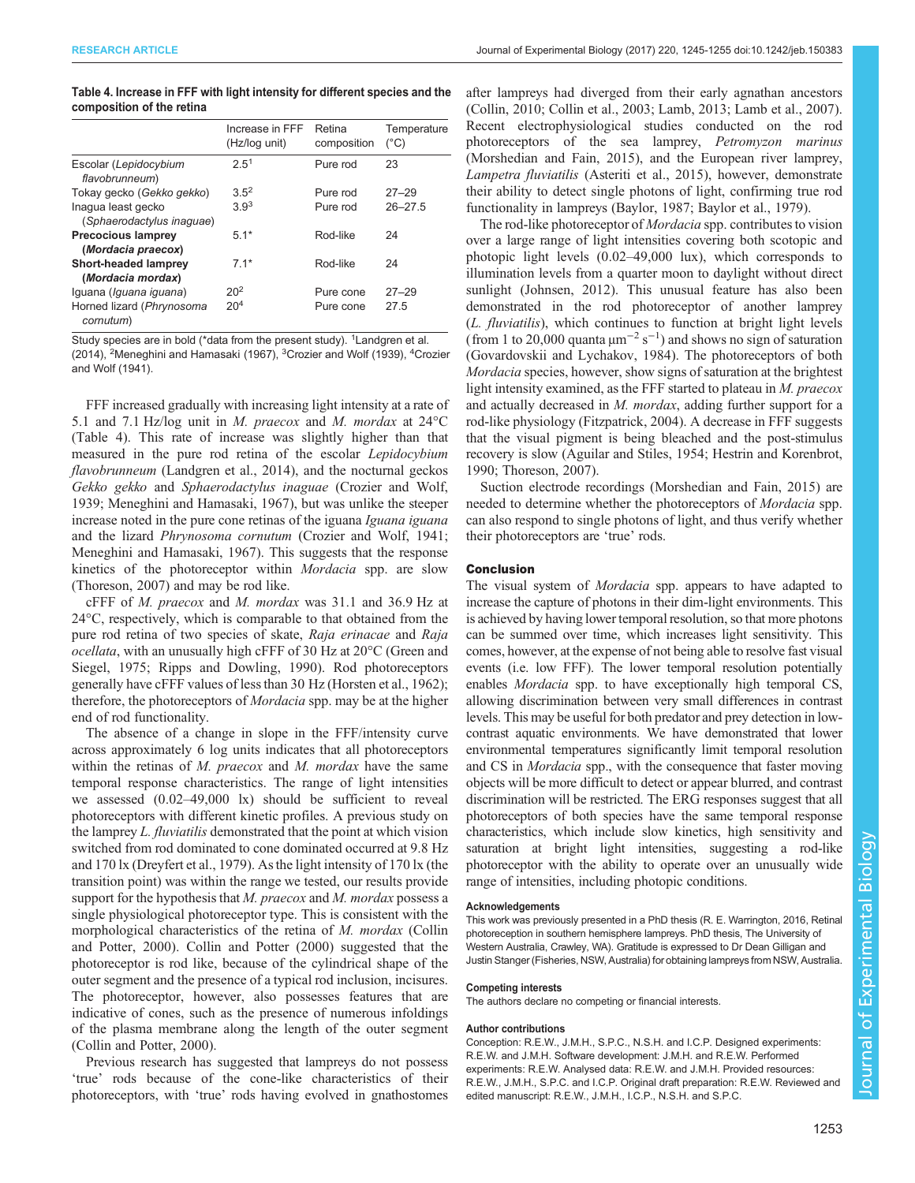**Table 4. Increase in FFF with light intensity for different species and the composition of the retina**

| | Increase in FFF (Hz/log unit) | Retina composition | Temperature (°C) |
|---|---|---|---|
| Escolar (*Lepidocybium flavobrunneum*) | 2.5[1] | Pure rod | 23 |
| Tokay gecko (*Gekko gekko*) | 3.5[2] | Pure rod | 27–29 |
| Inagua least gecko (*Sphaerodactylus inaguae*) | 3.9[3] | Pure rod | 26–27.5 |
| **Precocious lamprey (*Mordacia praecox*)** | 5.1* | Rod-like | 24 |
| **Short-headed lamprey (*Mordacia mordax*)** | 7.1* | Rod-like | 24 |
| Iguana (*Iguana iguana*) | 20[2] | Pure cone | 27–29 |
| Horned lizard (*Phrynosoma cornutum*) | 20[4] | Pure cone | 27.5 |

Study species are in bold (*data from the present study). [1]Landgren et al. (2014), [2]Meneghini and Hamasaki (1967), [3]Crozier and Wolf (1939), [4]Crozier and Wolf (1941).

FFF increased gradually with increasing light intensity at a rate of 5.1 and 7.1 Hz/log unit in *M. praecox* and *M. mordax* at 24°C (Table 4). This rate of increase was slightly higher than that measured in the pure rod retina of the escolar *Lepidocybium flavobrunneum* (Landgren et al., 2014), and the nocturnal geckos *Gekko gekko* and *Sphaerodactylus inaguae* (Crozier and Wolf, 1939; Meneghini and Hamasaki, 1967), but was unlike the steeper increase noted in the pure cone retinas of the iguana *Iguana iguana* and the lizard *Phrynosoma cornutum* (Crozier and Wolf, 1941; Meneghini and Hamasaki, 1967). This suggests that the response kinetics of the photoreceptor within *Mordacia* spp. are slow (Thoreson, 2007) and may be rod like.

cFFF of *M. praecox* and *M. mordax* was 31.1 and 36.9 Hz at 24°C, respectively, which is comparable to that obtained from the pure rod retina of two species of skate, *Raja erinacae* and *Raja ocellata*, with an unusually high cFFF of 30 Hz at 20°C (Green and Siegel, 1975; Ripps and Dowling, 1990). Rod photoreceptors generally have cFFF values of less than 30 Hz (Horsten et al., 1962); therefore, the photoreceptors of *Mordacia* spp. may be at the higher end of rod functionality.

The absence of a change in slope in the FFF/intensity curve across approximately 6 log units indicates that all photoreceptors within the retinas of *M. praecox* and *M. mordax* have the same temporal response characteristics. The range of light intensities we assessed (0.02–49,000 lx) should be sufficient to reveal photoreceptors with different kinetic profiles. A previous study on the lamprey *L. fluviatilis* demonstrated that the point at which vision switched from rod dominated to cone dominated occurred at 9.8 Hz and 170 lx (Dreyfert et al., 1979). As the light intensity of 170 lx (the transition point) was within the range we tested, our results provide support for the hypothesis that *M. praecox* and *M. mordax* possess a single physiological photoreceptor type. This is consistent with the morphological characteristics of the retina of *M. mordax* (Collin and Potter, 2000). Collin and Potter (2000) suggested that the photoreceptor is rod like, because of the cylindrical shape of the outer segment and the presence of a typical rod inclusion, incisures. The photoreceptor, however, also possesses features that are indicative of cones, such as the presence of numerous infoldings of the plasma membrane along the length of the outer segment (Collin and Potter, 2000).

Previous research has suggested that lampreys do not possess 'true' rods because of the cone-like characteristics of their photoreceptors, with 'true' rods having evolved in gnathostomes after lampreys had diverged from their early agnathan ancestors (Collin, 2010; Collin et al., 2003; Lamb, 2013; Lamb et al., 2007). Recent electrophysiological studies conducted on the rod photoreceptors of the sea lamprey, *Petromyzon marinus* (Morshedian and Fain, 2015), and the European river lamprey, *Lampetra fluviatilis* (Asteriti et al., 2015), however, demonstrate their ability to detect single photons of light, confirming true rod functionality in lampreys (Baylor, 1987; Baylor et al., 1979).

The rod-like photoreceptor of *Mordacia* spp. contributes to vision over a large range of light intensities covering both scotopic and photopic light levels (0.02–49,000 lux), which corresponds to illumination levels from a quarter moon to daylight without direct sunlight (Johnsen, 2012). This unusual feature has also been demonstrated in the rod photoreceptor of another lamprey (*L. fluviatilis*), which continues to function at bright light levels (from 1 to 20,000 quanta $\mu m^{-2}\ s^{-1}$) and shows no sign of saturation (Govardovskii and Lychakov, 1984). The photoreceptors of both *Mordacia* species, however, show signs of saturation at the brightest light intensity examined, as the FFF started to plateau in *M. praecox* and actually decreased in *M. mordax*, adding further support for a rod-like physiology (Fitzpatrick, 2004). A decrease in FFF suggests that the visual pigment is being bleached and the post-stimulus recovery is slow (Aguilar and Stiles, 1954; Hestrin and Korenbrot, 1990; Thoreson, 2007).

Suction electrode recordings (Morshedian and Fain, 2015) are needed to determine whether the photoreceptors of *Mordacia* spp. can also respond to single photons of light, and thus verify whether their photoreceptors are 'true' rods.

## Conclusion

The visual system of *Mordacia* spp. appears to have adapted to increase the capture of photons in their dim-light environments. This is achieved by having lower temporal resolution, so that more photons can be summed over time, which increases light sensitivity. This comes, however, at the expense of not being able to resolve fast visual events (i.e. low FFF). The lower temporal resolution potentially enables *Mordacia* spp. to have exceptionally high temporal CS, allowing discrimination between very small differences in contrast levels. This may be useful for both predator and prey detection in low-contrast aquatic environments. We have demonstrated that lower environmental temperatures significantly limit temporal resolution and CS in *Mordacia* spp., with the consequence that faster moving objects will be more difficult to detect or appear blurred, and contrast discrimination will be restricted. The ERG responses suggest that all photoreceptors of both species have the same temporal response characteristics, which include slow kinetics, high sensitivity and saturation at bright light intensities, suggesting a rod-like photoreceptor with the ability to operate over an unusually wide range of intensities, including photopic conditions.

#### Acknowledgements

This work was previously presented in a PhD thesis (R. E. Warrington, 2016, Retinal photoreception in southern hemisphere lampreys. PhD thesis, The University of Western Australia, Crawley, WA). Gratitude is expressed to Dr Dean Gilligan and Justin Stanger (Fisheries, NSW, Australia) for obtaining lampreys from NSW, Australia.

#### Competing interests

The authors declare no competing or financial interests.

#### Author contributions

Conception: R.E.W., J.M.H., S.P.C., N.S.H. and I.C.P. Designed experiments: R.E.W. and J.M.H. Software development: J.M.H. and R.E.W. Performed experiments: R.E.W. Analysed data: R.E.W. and J.M.H. Provided resources: R.E.W., J.M.H., S.P.C. and I.C.P. Original draft preparation: R.E.W. Reviewed and edited manuscript: R.E.W., J.M.H., I.C.P., N.S.H. and S.P.C.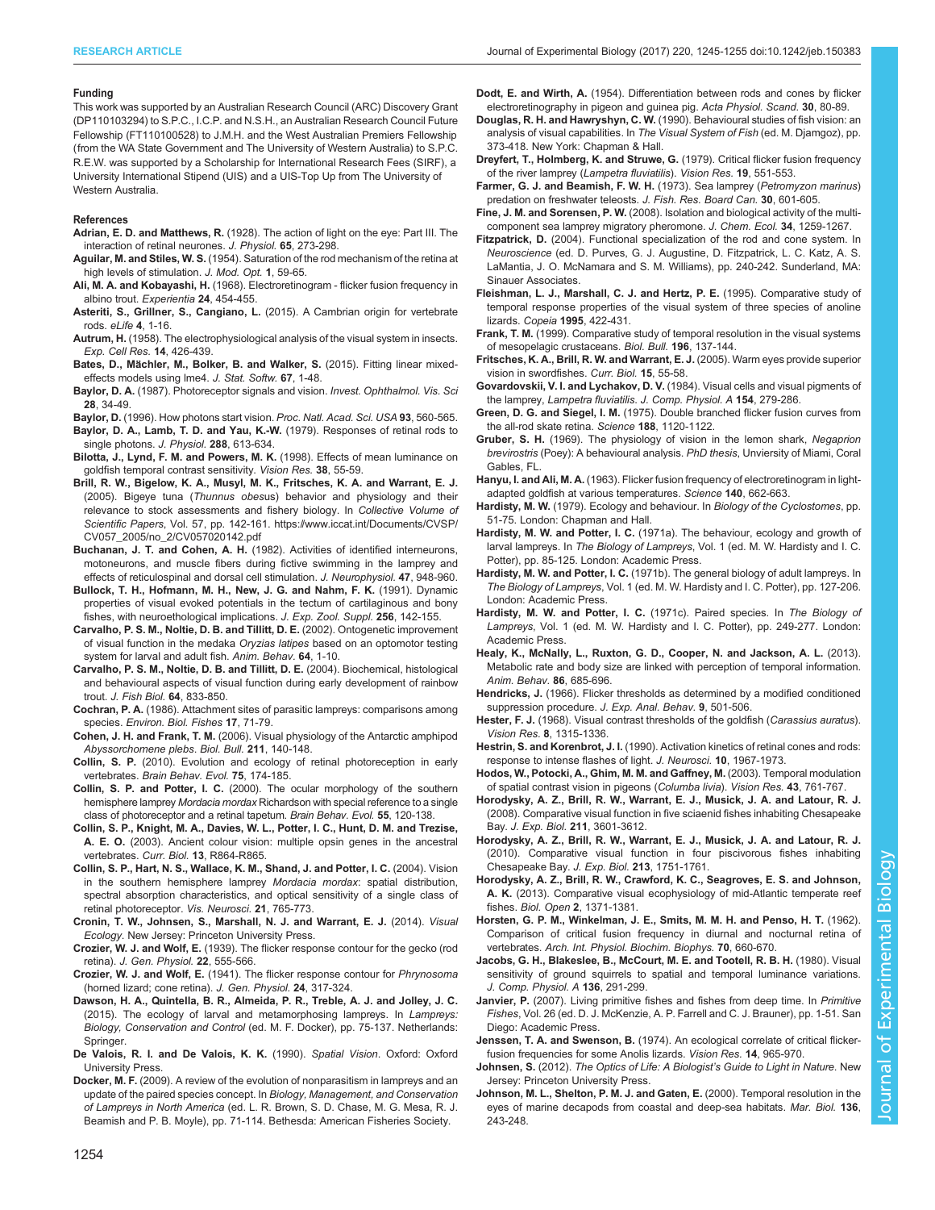### Funding

This work was supported by an Australian Research Council (ARC) Discovery Grant (DP110103294) to S.P.C., I.C.P. and N.S.H., an Australian Research Council Future Fellowship (FT110100528) to J.M.H. and the West Australian Premiers Fellowship (from the WA State Government and The University of Western Australia) to S.P.C. R.E.W. was supported by a Scholarship for International Research Fees (SIRF), a University International Stipend (UIS) and a UIS-Top Up from The University of Western Australia.

### References

**Adrian, E. D. and Matthews, R.** (1928). The action of light on the eye: Part III. The interaction of retinal neurones. *J. Physiol.* **65**, 273-298.

**Aguilar, M. and Stiles, W. S.** (1954). Saturation of the rod mechanism of the retina at high levels of stimulation. *J. Mod. Opt.* **1**, 59-65.

**Ali, M. A. and Kobayashi, H.** (1968). Electroretinogram - flicker fusion frequency in albino trout. *Experientia* **24**, 454-455.

**Asteriti, S., Grillner, S., Cangiano, L.** (2015). A Cambrian origin for vertebrate rods. *eLife* **4**, 1-16.

**Autrum, H.** (1958). The electrophysiological analysis of the visual system in insects. *Exp. Cell Res.* **14**, 426-439.

**Bates, D., Mächler, M., Bolker, B. and Walker, S.** (2015). Fitting linear mixed-effects models using lme4. *J. Stat. Softw.* **67**, 1-48.

**Baylor, D. A.** (1987). Photoreceptor signals and vision. *Invest. Ophthalmol. Vis. Sci* **28**, 34-49.

**Baylor, D.** (1996). How photons start vision. *Proc. Natl. Acad. Sci. USA* **93**, 560-565.

**Baylor, D. A., Lamb, T. D. and Yau, K.-W.** (1979). Responses of retinal rods to single photons. *J. Physiol.* **288**, 613-634.

**Bilotta, J., Lynd, F. M. and Powers, M. K.** (1998). Effects of mean luminance on goldfish temporal contrast sensitivity. *Vision Res.* **38**, 55-59.

**Brill, R. W., Bigelow, K. A., Musyl, M. K., Fritsches, K. A. and Warrant, E. J.** (2005). Bigeye tuna (*Thunnus obes*us) behavior and physiology and their relevance to stock assessments and fishery biology. In *Collective Volume of Scientific Papers*, Vol. 57, pp. 142-161. https://www.iccat.int/Documents/CVSP/CV057_2005/no_2/CV057020142.pdf

**Buchanan, J. T. and Cohen, A. H.** (1982). Activities of identified interneurons, motoneurons, and muscle fibers during fictive swimming in the lamprey and effects of reticulospinal and dorsal cell stimulation. *J. Neurophysiol.* **47**, 948-960.

**Bullock, T. H., Hofmann, M. H., New, J. G. and Nahm, F. K.** (1991). Dynamic properties of visual evoked potentials in the tectum of cartilaginous and bony fishes, with neuroethological implications. *J. Exp. Zool. Suppl.* **256**, 142-155.

**Carvalho, P. S. M., Noltie, D. B. and Tillitt, D. E.** (2002). Ontogenetic improvement of visual function in the medaka *Oryzias latipes* based on an optomotor testing system for larval and adult fish. *Anim. Behav.* **64**, 1-10.

**Carvalho, P. S. M., Noltie, D. B. and Tillitt, D. E.** (2004). Biochemical, histological and behavioural aspects of visual function during early development of rainbow trout. *J. Fish Biol.* **64**, 833-850.

**Cochran, P. A.** (1986). Attachment sites of parasitic lampreys: comparisons among species. *Environ. Biol. Fishes* **17**, 71-79.

**Cohen, J. H. and Frank, T. M.** (2006). Visual physiology of the Antarctic amphipod *Abyssorchomene plebs*. *Biol. Bull.* **211**, 140-148.

**Collin, S. P.** (2010). Evolution and ecology of retinal photoreception in early vertebrates. *Brain Behav. Evol.* **75**, 174-185.

**Collin, S. P. and Potter, I. C.** (2000). The ocular morphology of the southern hemisphere lamprey *Mordacia mordax* Richardson with special reference to a single class of photoreceptor and a retinal tapetum. *Brain Behav. Evol.* **55**, 120-138.

**Collin, S. P., Knight, M. A., Davies, W. L., Potter, I. C., Hunt, D. M. and Trezise, A. E. O.** (2003). Ancient colour vision: multiple opsin genes in the ancestral vertebrates. *Curr. Biol.* **13**, R864-R865.

**Collin, S. P., Hart, N. S., Wallace, K. M., Shand, J. and Potter, I. C.** (2004). Vision in the southern hemisphere lamprey *Mordacia mordax*: spatial distribution, spectral absorption characteristics, and optical sensitivity of a single class of retinal photoreceptor. *Vis. Neurosci.* **21**, 765-773.

**Cronin, T. W., Johnsen, S., Marshall, N. J. and Warrant, E. J.** (2014). *Visual Ecology*. New Jersey: Princeton University Press.

**Crozier, W. J. and Wolf, E.** (1939). The flicker response contour for the gecko (rod retina). *J. Gen. Physiol.* **22**, 555-566.

**Crozier, W. J. and Wolf, E.** (1941). The flicker response contour for *Phrynosoma* (horned lizard; cone retina). *J. Gen. Physiol.* **24**, 317-324.

**Dawson, H. A., Quintella, B. R., Almeida, P. R., Treble, A. J. and Jolley, J. C.** (2015). The ecology of larval and metamorphosing lampreys. In *Lampreys: Biology, Conservation and Control* (ed. M. F. Docker), pp. 75-137. Netherlands: Springer.

**De Valois, R. I. and De Valois, K. K.** (1990). *Spatial Vision*. Oxford: Oxford University Press.

**Docker, M. F.** (2009). A review of the evolution of nonparasitism in lampreys and an update of the paired species concept. In *Biology, Management, and Conservation of Lampreys in North America* (ed. L. R. Brown, S. D. Chase, M. G. Mesa, R. J. Beamish and P. B. Moyle), pp. 71-114. Bethesda: American Fisheries Society.

**Dodt, E. and Wirth, A.** (1954). Differentiation between rods and cones by flicker electroretinography in pigeon and guinea pig. *Acta Physiol. Scand.* **30**, 80-89.

**Douglas, R. H. and Hawryshyn, C. W.** (1990). Behavioural studies of fish vision: an analysis of visual capabilities. In *The Visual System of Fish* (ed. M. Djamgoz), pp. 373-418. New York: Chapman & Hall.

**Dreyfert, T., Holmberg, K. and Struwe, G.** (1979). Critical flicker fusion frequency of the river lamprey (*Lampetra fluviatilis*). *Vision Res.* **19**, 551-553.

**Farmer, G. J. and Beamish, F. W. H.** (1973). Sea lamprey (*Petromyzon marinus*) predation on freshwater teleosts. *J. Fish. Res. Board Can.* **30**, 601-605.

**Fine, J. M. and Sorensen, P. W.** (2008). Isolation and biological activity of the multi-component sea lamprey migratory pheromone. *J. Chem. Ecol.* **34**, 1259-1267.

**Fitzpatrick, D.** (2004). Functional specialization of the rod and cone system. In *Neuroscience* (ed. D. Purves, G. J. Augustine, D. Fitzpatrick, L. C. Katz, A. S. LaMantia, J. O. McNamara and S. M. Williams), pp. 240-242. Sunderland, MA: Sinauer Associates.

**Fleishman, L. J., Marshall, C. J. and Hertz, P. E.** (1995). Comparative study of temporal response properties of the visual system of three species of anoline lizards. *Copeia* **1995**, 422-431.

**Frank, T. M.** (1999). Comparative study of temporal resolution in the visual systems of mesopelagic crustaceans. *Biol. Bull.* **196**, 137-144.

**Fritsches, K. A., Brill, R. W. and Warrant, E. J.** (2005). Warm eyes provide superior vision in swordfishes. *Curr. Biol.* **15**, 55-58.

**Govardovskii, V. I. and Lychakov, D. V.** (1984). Visual cells and visual pigments of the lamprey, *Lampetra fluviatilis*. *J. Comp. Physiol. A* **154**, 279-286.

**Green, D. G. and Siegel, I. M.** (1975). Double branched flicker fusion curves from the all-rod skate retina. *Science* **188**, 1120-1122.

**Gruber, S. H.** (1969). The physiology of vision in the lemon shark, *Negaprion brevirostris* (Poey): A behavioural analysis. *PhD thesis*, Unviersity of Miami, Coral Gables, FL.

**Hanyu, I. and Ali, M. A.** (1963). Flicker fusion frequency of electroretinogram in light-adapted goldfish at various temperatures. *Science* **140**, 662-663.

**Hardisty, M. W.** (1979). Ecology and behaviour. In *Biology of the Cyclostomes*, pp. 51-75. London: Chapman and Hall.

**Hardisty, M. W. and Potter, I. C.** (1971a). The behaviour, ecology and growth of larval lampreys. In *The Biology of Lampreys*, Vol. 1 (ed. M. W. Hardisty and I. C. Potter), pp. 85-125. London: Academic Press.

**Hardisty, M. W. and Potter, I. C.** (1971b). The general biology of adult lampreys. In *The Biology of Lampreys*, Vol. 1 (ed. M. W. Hardisty and I. C. Potter), pp. 127-206. London: Academic Press.

**Hardisty, M. W. and Potter, I. C.** (1971c). Paired species. In *The Biology of Lampreys*, Vol. 1 (ed. M. W. Hardisty and I. C. Potter), pp. 249-277. London: Academic Press.

**Healy, K., McNally, L., Ruxton, G. D., Cooper, N. and Jackson, A. L.** (2013). Metabolic rate and body size are linked with perception of temporal information. *Anim. Behav.* **86**, 685-696.

**Hendricks, J.** (1966). Flicker thresholds as determined by a modified conditioned suppression procedure. *J. Exp. Anal. Behav.* **9**, 501-506.

**Hester, F. J.** (1968). Visual contrast thresholds of the goldfish (*Carassius auratus*). *Vision Res.* **8**, 1315-1336.

**Hestrin, S. and Korenbrot, J. I.** (1990). Activation kinetics of retinal cones and rods: response to intense flashes of light. *J. Neurosci.* **10**, 1967-1973.

**Hodos, W., Potocki, A., Ghim, M. M. and Gaffney, M.** (2003). Temporal modulation of spatial contrast vision in pigeons (*Columba livia*). *Vision Res.* **43**, 761-767.

**Horodysky, A. Z., Brill, R. W., Warrant, E. J., Musick, J. A. and Latour, R. J.** (2008). Comparative visual function in five sciaenid fishes inhabiting Chesapeake Bay. *J. Exp. Biol.* **211**, 3601-3612.

**Horodysky, A. Z., Brill, R. W., Warrant, E. J., Musick, J. A. and Latour, R. J.** (2010). Comparative visual function in four piscivorous fishes inhabiting Chesapeake Bay. *J. Exp. Biol.* **213**, 1751-1761.

**Horodysky, A. Z., Brill, R. W., Crawford, K. C., Seagroves, E. S. and Johnson, A. K.** (2013). Comparative visual ecophysiology of mid-Atlantic temperate reef fishes. *Biol. Open* **2**, 1371-1381.

**Horsten, G. P. M., Winkelman, J. E., Smits, M. M. H. and Penso, H. T.** (1962). Comparison of critical fusion frequency in diurnal and nocturnal retina of vertebrates. *Arch. Int. Physiol. Biochim. Biophys.* **70**, 660-670.

**Jacobs, G. H., Blakeslee, B., McCourt, M. E. and Tootell, R. B. H.** (1980). Visual sensitivity of ground squirrels to spatial and temporal luminance variations. *J. Comp. Physiol. A* **136**, 291-299.

**Janvier, P.** (2007). Living primitive fishes and fishes from deep time. In *Primitive Fishes*, Vol. 26 (ed. D. J. McKenzie, A. P. Farrell and C. J. Brauner), pp. 1-51. San Diego: Academic Press.

**Jenssen, T. A. and Swenson, B.** (1974). An ecological correlate of critical flicker-fusion frequencies for some Anolis lizards. *Vision Res.* **14**, 965-970.

**Johnsen, S.** (2012). *The Optics of Life: A Biologist's Guide to Light in Nature*. New Jersey: Princeton University Press.

**Johnson, M. L., Shelton, P. M. J. and Gaten, E.** (2000). Temporal resolution in the eyes of marine decapods from coastal and deep-sea habitats. *Mar. Biol.* **136**, 243-248.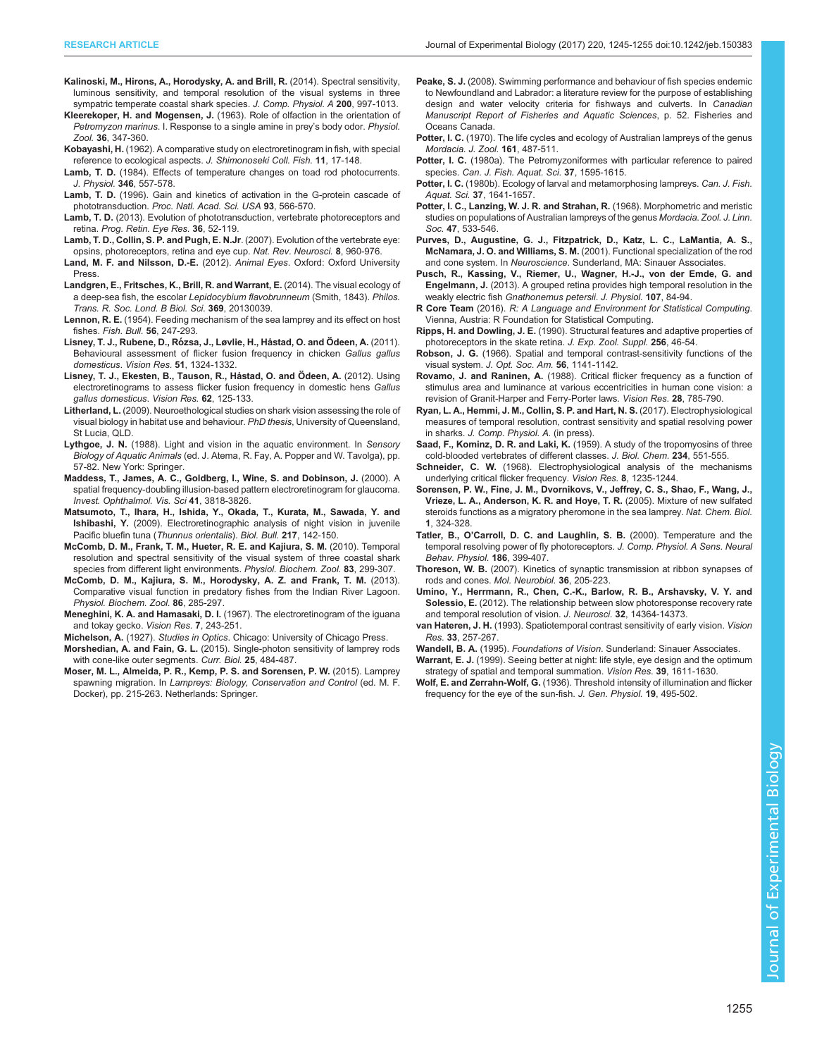**Kalinoski, M., Hirons, A., Horodysky, A. and Brill, R.** (2014). Spectral sensitivity, luminous sensitivity, and temporal resolution of the visual systems in three sympatric temperate coastal shark species. *J. Comp. Physiol. A* **200**, 997-1013.

**Kleerekoper, H. and Mogensen, J.** (1963). Role of olfaction in the orientation of *Petromyzon marinus*. I. Response to a single amine in prey's body odor. *Physiol. Zool.* **36**, 347-360.

**Kobayashi, H.** (1962). A comparative study on electroretinogram in fish, with special reference to ecological aspects. *J. Shimonoseki Coll. Fish.* **11**, 17-148.

**Lamb, T. D.** (1984). Effects of temperature changes on toad rod photocurrents. *J. Physiol.* **346**, 557-578.

**Lamb, T. D.** (1996). Gain and kinetics of activation in the G-protein cascade of phototransduction. *Proc. Natl. Acad. Sci. USA* **93**, 566-570.

**Lamb, T. D.** (2013). Evolution of phototransduction, vertebrate photoreceptors and retina. *Prog. Retin. Eye Res.* **36**, 52-119.

**Lamb, T. D., Collin, S. P. and Pugh, E. N.Jr**. (2007). Evolution of the vertebrate eye: opsins, photoreceptors, retina and eye cup. *Nat. Rev. Neurosci.* **8**, 960-976.

**Land, M. F. and Nilsson, D.-E.** (2012). *Animal Eyes*. Oxford: Oxford University Press.

**Landgren, E., Fritsches, K., Brill, R. and Warrant, E.** (2014). The visual ecology of a deep-sea fish, the escolar *Lepidocybium flavobrunneum* (Smith, 1843). *Philos. Trans. R. Soc. Lond. B Biol. Sci.* **369**, 20130039.

**Lennon, R. E.** (1954). Feeding mechanism of the sea lamprey and its effect on host fishes. *Fish. Bull.* **56**, 247-293.

**Lisney, T. J., Rubene, D., Rózsa, J., Løvlie, H., Håstad, O. and Ödeen, A.** (2011). Behavioural assessment of flicker fusion frequency in chicken *Gallus gallus domesticus*. *Vision Res.* **51**, 1324-1332.

**Lisney, T. J., Ekesten, B., Tauson, R., Håstad, O. and Ödeen, A.** (2012). Using electroretinograms to assess flicker fusion frequency in domestic hens *Gallus gallus domesticus*. *Vision Res.* **62**, 125-133.

**Litherland, L.** (2009). Neuroethological studies on shark vision assessing the role of visual biology in habitat use and behaviour. *PhD thesis*, University of Queensland, St Lucia, QLD.

**Lythgoe, J. N.** (1988). Light and vision in the aquatic environment. In *Sensory Biology of Aquatic Animals* (ed. J. Atema, R. Fay, A. Popper and W. Tavolga), pp. 57-82. New York: Springer.

**Maddess, T., James, A. C., Goldberg, I., Wine, S. and Dobinson, J.** (2000). A spatial frequency-doubling illusion-based pattern electroretinogram for glaucoma. *Invest. Ophthalmol. Vis. Sci* **41**, 3818-3826.

**Matsumoto, T., Ihara, H., Ishida, Y., Okada, T., Kurata, M., Sawada, Y. and Ishibashi, Y.** (2009). Electroretinographic analysis of night vision in juvenile Pacific bluefin tuna (*Thunnus orientalis*). *Biol. Bull.* **217**, 142-150.

**McComb, D. M., Frank, T. M., Hueter, R. E. and Kajiura, S. M.** (2010). Temporal resolution and spectral sensitivity of the visual system of three coastal shark species from different light environments. *Physiol. Biochem. Zool.* **83**, 299-307.

**McComb, D. M., Kajiura, S. M., Horodysky, A. Z. and Frank, T. M.** (2013). Comparative visual function in predatory fishes from the Indian River Lagoon. *Physiol. Biochem. Zool.* **86**, 285-297.

**Meneghini, K. A. and Hamasaki, D. I.** (1967). The electroretinogram of the iguana and tokay gecko. *Vision Res.* **7**, 243-251.

**Michelson, A.** (1927). *Studies in Optics*. Chicago: University of Chicago Press.

**Morshedian, A. and Fain, G. L.** (2015). Single-photon sensitivity of lamprey rods with cone-like outer segments. *Curr. Biol.* **25**, 484-487.

**Moser, M. L., Almeida, P. R., Kemp, P. S. and Sorensen, P. W.** (2015). Lamprey spawning migration. In *Lampreys: Biology, Conservation and Control* (ed. M. F. Docker), pp. 215-263. Netherlands: Springer.

**Peake, S. J.** (2008). Swimming performance and behaviour of fish species endemic to Newfoundland and Labrador: a literature review for the purpose of establishing design and water velocity criteria for fishways and culverts. In *Canadian Manuscript Report of Fisheries and Aquatic Sciences*, p. 52. Fisheries and Oceans Canada.

**Potter, I. C.** (1970). The life cycles and ecology of Australian lampreys of the genus *Mordacia*. *J. Zool.* **161**, 487-511.

**Potter, I. C.** (1980a). The Petromyzoniformes with particular reference to paired species. *Can. J. Fish. Aquat. Sci.* **37**, 1595-1615.

**Potter, I. C.** (1980b). Ecology of larval and metamorphosing lampreys. *Can. J. Fish. Aquat. Sci.* **37**, 1641-1657.

**Potter, I. C., Lanzing, W. J. R. and Strahan, R.** (1968). Morphometric and meristic studies on populations of Australian lampreys of the genus *Mordacia*. *Zool. J. Linn. Soc.* **47**, 533-546.

**Purves, D., Augustine, G. J., Fitzpatrick, D., Katz, L. C., LaMantia, A. S., McNamara, J. O. and Williams, S. M.** (2001). Functional specialization of the rod and cone system. In *Neuroscience*. Sunderland, MA: Sinauer Associates.

**Pusch, R., Kassing, V., Riemer, U., Wagner, H.-J., von der Emde, G. and Engelmann, J.** (2013). A grouped retina provides high temporal resolution in the weakly electric fish *Gnathonemus petersii*. *J. Physiol.* **107**, 84-94.

**R Core Team** (2016). *R: A Language and Environment for Statistical Computing*. Vienna, Austria: R Foundation for Statistical Computing.

**Ripps, H. and Dowling, J. E.** (1990). Structural features and adaptive properties of photoreceptors in the skate retina. *J. Exp. Zool. Suppl.* **256**, 46-54.

**Robson, J. G.** (1966). Spatial and temporal contrast-sensitivity functions of the visual system. *J. Opt. Soc. Am.* **56**, 1141-1142.

**Rovamo, J. and Raninen, A.** (1988). Critical flicker frequency as a function of stimulus area and luminance at various eccentricities in human cone vision: a revision of Granit-Harper and Ferry-Porter laws. *Vision Res.* **28**, 785-790.

**Ryan, L. A., Hemmi, J. M., Collin, S. P. and Hart, N. S.** (2017). Electrophysiological measures of temporal resolution, contrast sensitivity and spatial resolving power in sharks. *J. Comp. Physiol. A.* (in press).

**Saad, F., Kominz, D. R. and Laki, K.** (1959). A study of the tropomyosins of three cold-blooded vertebrates of different classes. *J. Biol. Chem.* **234**, 551-555.

**Schneider, C. W.** (1968). Electrophysiological analysis of the mechanisms underlying critical flicker frequency. *Vision Res.* **8**, 1235-1244.

**Sorensen, P. W., Fine, J. M., Dvornikovs, V., Jeffrey, C. S., Shao, F., Wang, J., Vrieze, L. A., Anderson, K. R. and Hoye, T. R.** (2005). Mixture of new sulfated steroids functions as a migratory pheromone in the sea lamprey. *Nat. Chem. Biol.* **1**, 324-328.

**Tatler, B., O'Carroll, D. C. and Laughlin, S. B.** (2000). Temperature and the temporal resolving power of fly photoreceptors. *J. Comp. Physiol. A Sens. Neural Behav. Physiol.* **186**, 399-407.

**Thoreson, W. B.** (2007). Kinetics of synaptic transmission at ribbon synapses of rods and cones. *Mol. Neurobiol.* **36**, 205-223.

**Umino, Y., Herrmann, R., Chen, C.-K., Barlow, R. B., Arshavsky, V. Y. and Solessio, E.** (2012). The relationship between slow photoresponse recovery rate and temporal resolution of vision. *J. Neurosci.* **32**, 14364-14373.

**van Hateren, J. H.** (1993). Spatiotemporal contrast sensitivity of early vision. *Vision Res.* **33**, 257-267.

**Wandell, B. A.** (1995). *Foundations of Vision*. Sunderland: Sinauer Associates.

**Warrant, E. J.** (1999). Seeing better at night: life style, eye design and the optimum strategy of spatial and temporal summation. *Vision Res.* **39**, 1611-1630.

**Wolf, E. and Zerrahn-Wolf, G.** (1936). Threshold intensity of illumination and flicker frequency for the eye of the sun-fish. *J. Gen. Physiol.* **19**, 495-502.